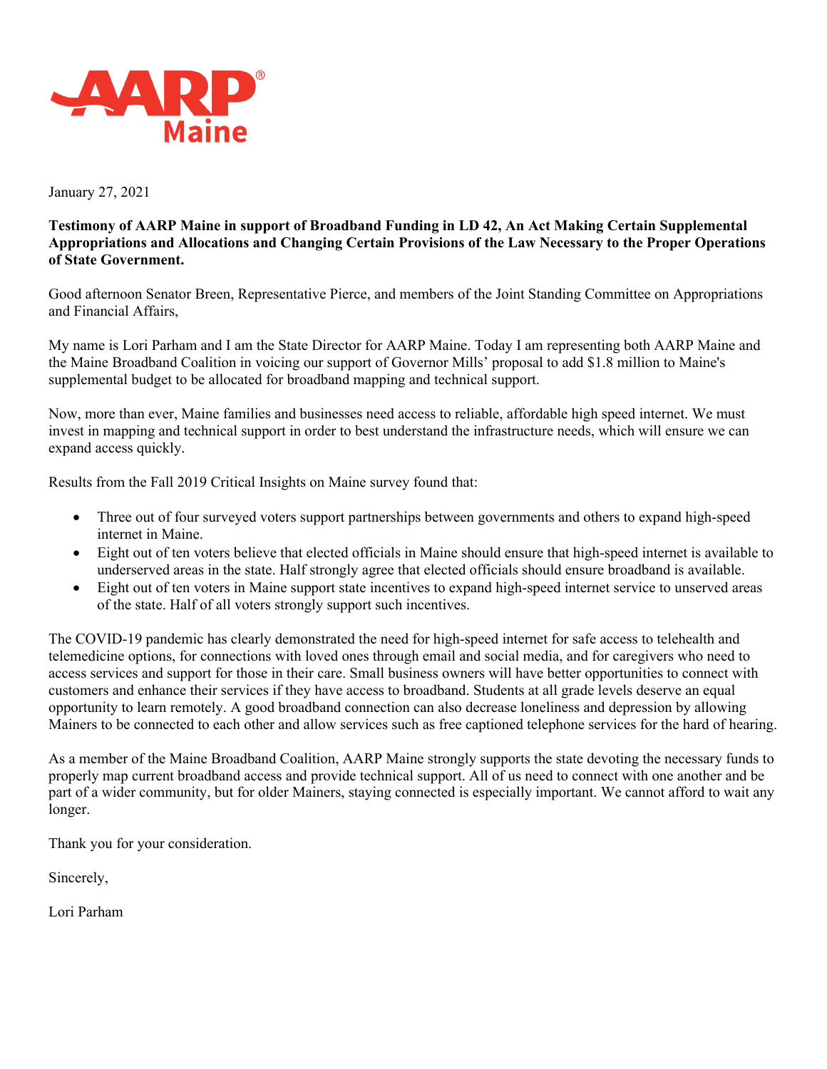AARP Maine

January 27, 2021

**Testimony of AARP Maine in support of Broadband Funding in LD 42, An Act Making Certain Supplemental Appropriations and Allocations and Changing Certain Provisions of the Law Necessary to the Proper Operations of State Government.**

Good afternoon Senator Breen, Representative Pierce, and members of the Joint Standing Committee on Appropriations and Financial Affairs,

My name is Lori Parham and I am the State Director for AARP Maine. Today I am representing both AARP Maine and the Maine Broadband Coalition in voicing our support of Governor Mills' proposal to add $1.8 million to Maine's supplemental budget to be allocated for broadband mapping and technical support.

Now, more than ever, Maine families and businesses need access to reliable, affordable high speed internet. We must invest in mapping and technical support in order to best understand the infrastructure needs, which will ensure we can expand access quickly.

Results from the Fall 2019 Critical Insights on Maine survey found that:

- Three out of four surveyed voters support partnerships between governments and others to expand high-speed internet in Maine.
- Eight out of ten voters believe that elected officials in Maine should ensure that high-speed internet is available to underserved areas in the state. Half strongly agree that elected officials should ensure broadband is available.
- Eight out of ten voters in Maine support state incentives to expand high-speed internet service to unserved areas of the state. Half of all voters strongly support such incentives.

The COVID-19 pandemic has clearly demonstrated the need for high-speed internet for safe access to telehealth and telemedicine options, for connections with loved ones through email and social media, and for caregivers who need to access services and support for those in their care. Small business owners will have better opportunities to connect with customers and enhance their services if they have access to broadband. Students at all grade levels deserve an equal opportunity to learn remotely. A good broadband connection can also decrease loneliness and depression by allowing Mainers to be connected to each other and allow services such as free captioned telephone services for the hard of hearing.

As a member of the Maine Broadband Coalition, AARP Maine strongly supports the state devoting the necessary funds to properly map current broadband access and provide technical support. All of us need to connect with one another and be part of a wider community, but for older Mainers, staying connected is especially important. We cannot afford to wait any longer.

Thank you for your consideration.

Sincerely,

Lori Parham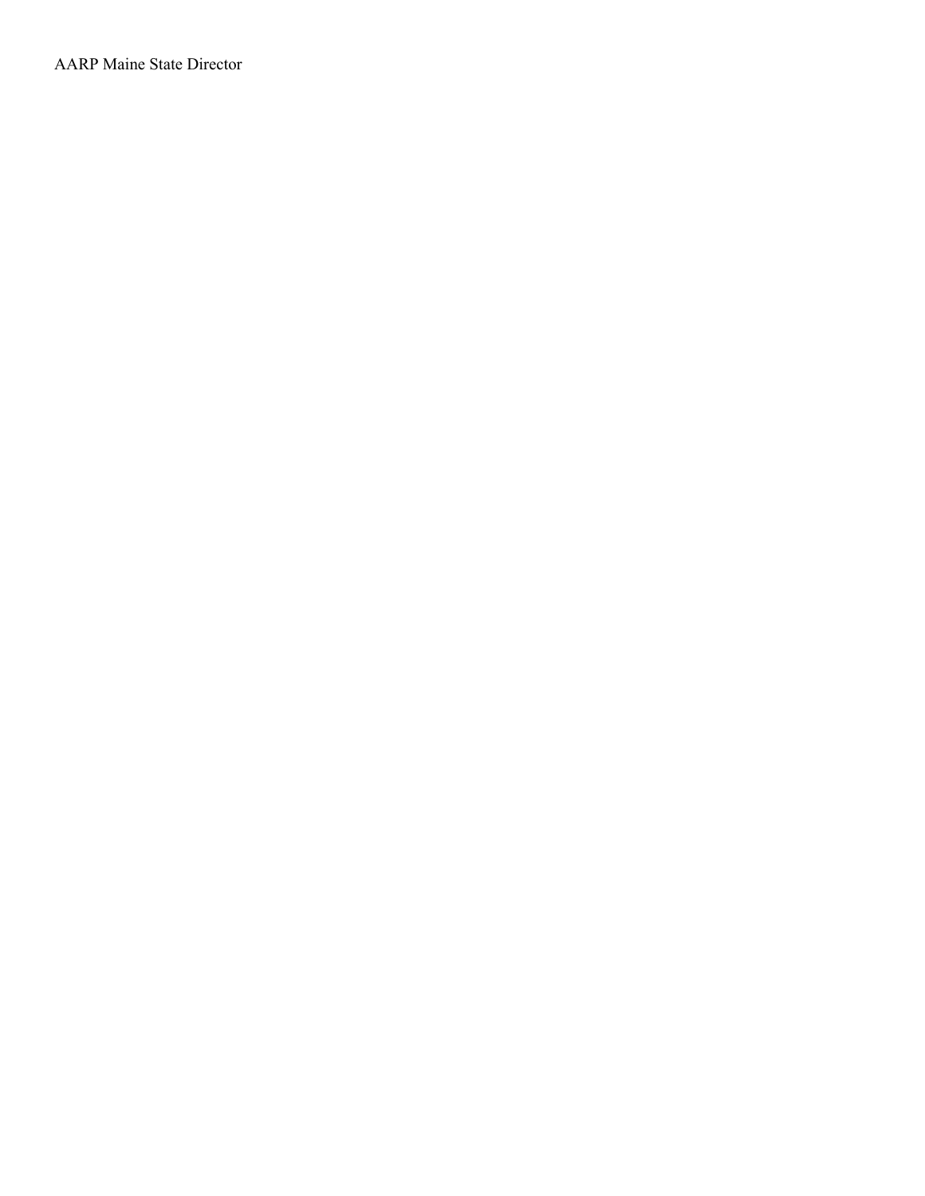AARP Maine State Director